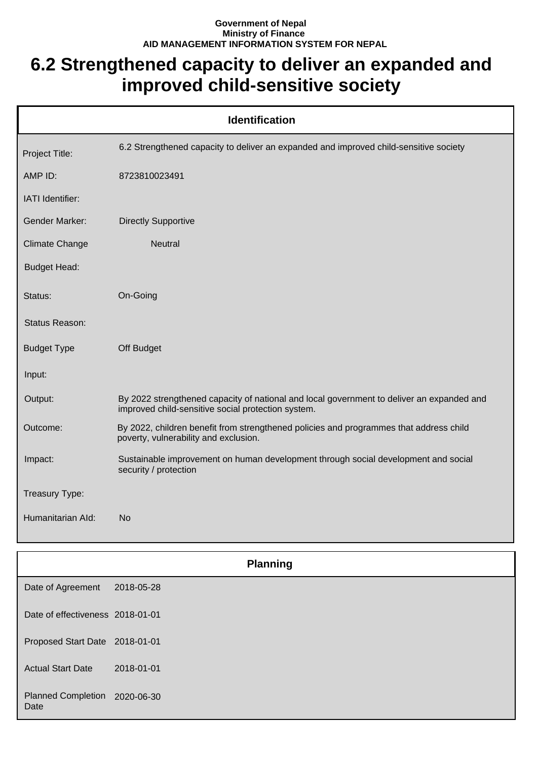**Government of Nepal**
**Ministry of Finance**
**AID MANAGEMENT INFORMATION SYSTEM FOR NEPAL**

# 6.2 Strengthened capacity to deliver an expanded and improved child-sensitive society

| Identification | |
|---|---|
| Project Title: | 6.2 Strengthened capacity to deliver an expanded and improved child-sensitive society |
| AMP ID: | 8723810023491 |
| IATI Identifier: | |
| Gender Marker: | Directly Supportive |
| Climate Change | Neutral |
| Budget Head: | |
| Status: | On-Going |
| Status Reason: | |
| Budget Type | Off Budget |
| Input: | |
| Output: | By 2022 strengthened capacity of national and local government to deliver an expanded and improved child-sensitive social protection system. |
| Outcome: | By 2022, children benefit from strengthened policies and programmes that address child poverty, vulnerability and exclusion. |
| Impact: | Sustainable improvement on human development through social development and social security / protection |
| Treasury Type: | |
| Humanitarian AId: | No |

| Planning | |
|---|---|
| Date of Agreement | 2018-05-28 |
| Date of effectiveness | 2018-01-01 |
| Proposed Start Date | 2018-01-01 |
| Actual Start Date | 2018-01-01 |
| Planned Completion Date | 2020-06-30 |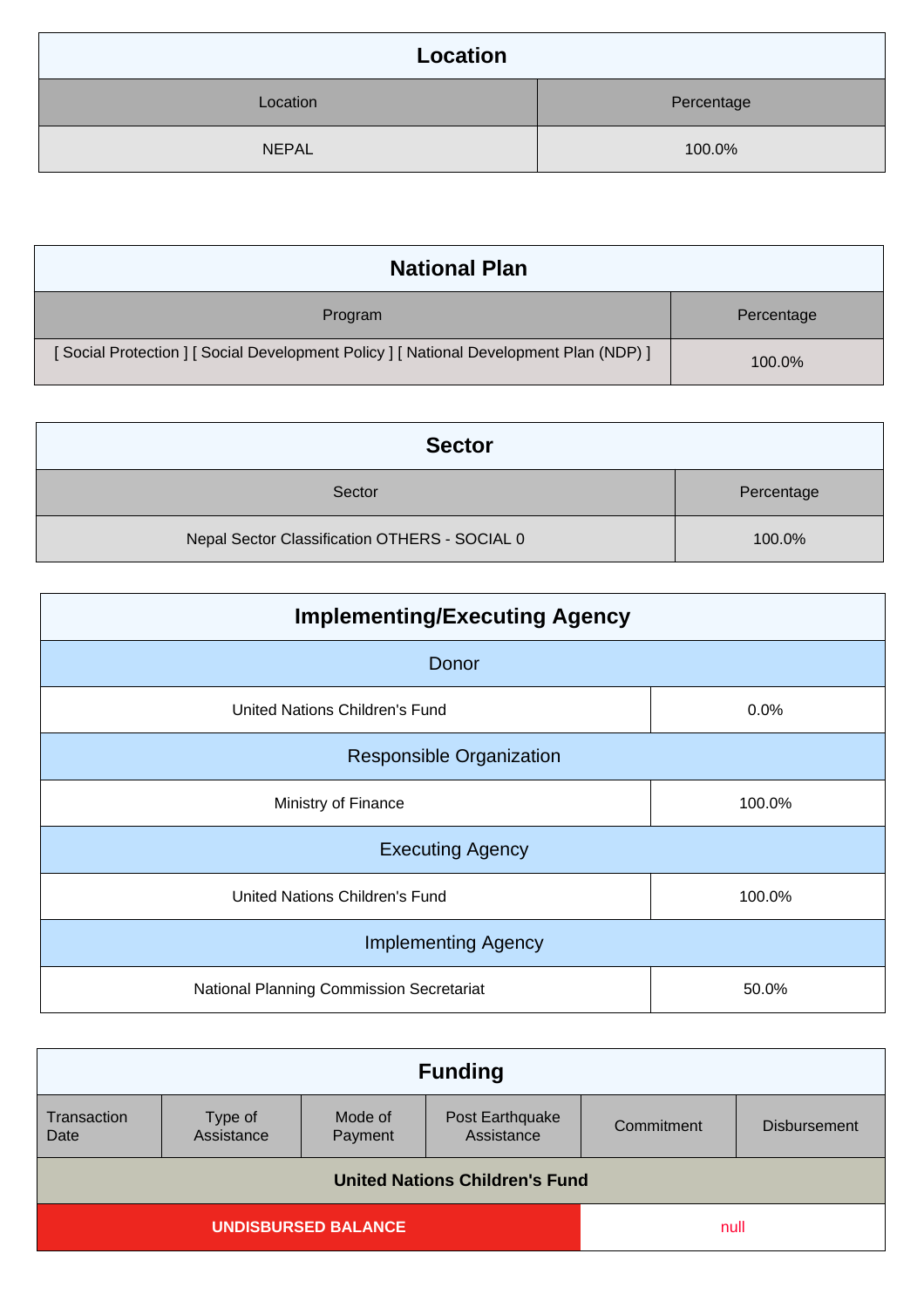| Location | |
|---|---|
| **Location** | **Percentage** |
| NEPAL | 100.0% |

| National Plan | |
|---|---|
| **Program** | **Percentage** |
| [ Social Protection ] [ Social Development Policy ] [ National Development Plan (NDP) ] | 100.0% |

| Sector | |
|---|---|
| **Sector** | **Percentage** |
| Nepal Sector Classification OTHERS - SOCIAL 0 | 100.0% |

| Implementing/Executing Agency | |
|---|---|
| **Donor** | |
| United Nations Children's Fund | 0.0% |
| **Responsible Organization** | |
| Ministry of Finance | 100.0% |
| **Executing Agency** | |
| United Nations Children's Fund | 100.0% |
| **Implementing Agency** | |
| National Planning Commission Secretariat | 50.0% |

| Funding | | | | | |
|---|---|---|---|---|---|
| Transaction Date | Type of Assistance | Mode of Payment | Post Earthquake Assistance | Commitment | Disbursement |
| **United Nations Children's Fund** | | | | | |
| **UNDISBURSED BALANCE** | | | | null | |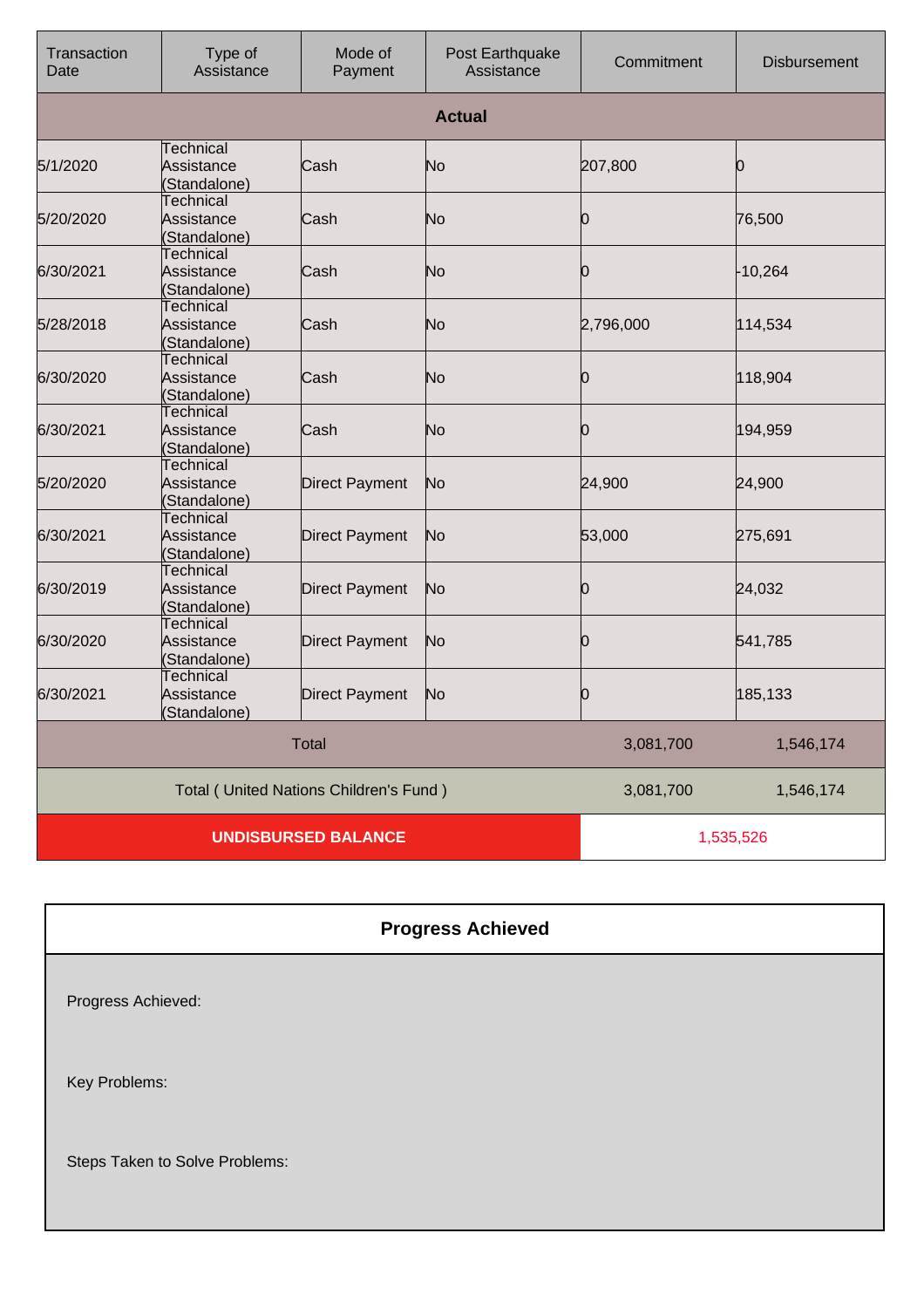| Transaction Date | Type of Assistance | Mode of Payment | Post Earthquake Assistance | Commitment | Disbursement |
|---|---|---|---|---|---|
| **Actual** | | | | | |
| 5/1/2020 | Technical Assistance (Standalone) | Cash | No | 207,800 | 0 |
| 5/20/2020 | Technical Assistance (Standalone) | Cash | No | 0 | 76,500 |
| 6/30/2021 | Technical Assistance (Standalone) | Cash | No | 0 | -10,264 |
| 5/28/2018 | Technical Assistance (Standalone) | Cash | No | 2,796,000 | 114,534 |
| 6/30/2020 | Technical Assistance (Standalone) | Cash | No | 0 | 118,904 |
| 6/30/2021 | Technical Assistance (Standalone) | Cash | No | 0 | 194,959 |
| 5/20/2020 | Technical Assistance (Standalone) | Direct Payment | No | 24,900 | 24,900 |
| 6/30/2021 | Technical Assistance (Standalone) | Direct Payment | No | 53,000 | 275,691 |
| 6/30/2019 | Technical Assistance (Standalone) | Direct Payment | No | 0 | 24,032 |
| 6/30/2020 | Technical Assistance (Standalone) | Direct Payment | No | 0 | 541,785 |
| 6/30/2021 | Technical Assistance (Standalone) | Direct Payment | No | 0 | 185,133 |
| Total | | | | 3,081,700 | 1,546,174 |
| Total ( United Nations Children's Fund ) | | | | 3,081,700 | 1,546,174 |
| **UNDISBURSED BALANCE** | | | | 1,535,526 | |

## Progress Achieved

Progress Achieved:

Key Problems:

Steps Taken to Solve Problems: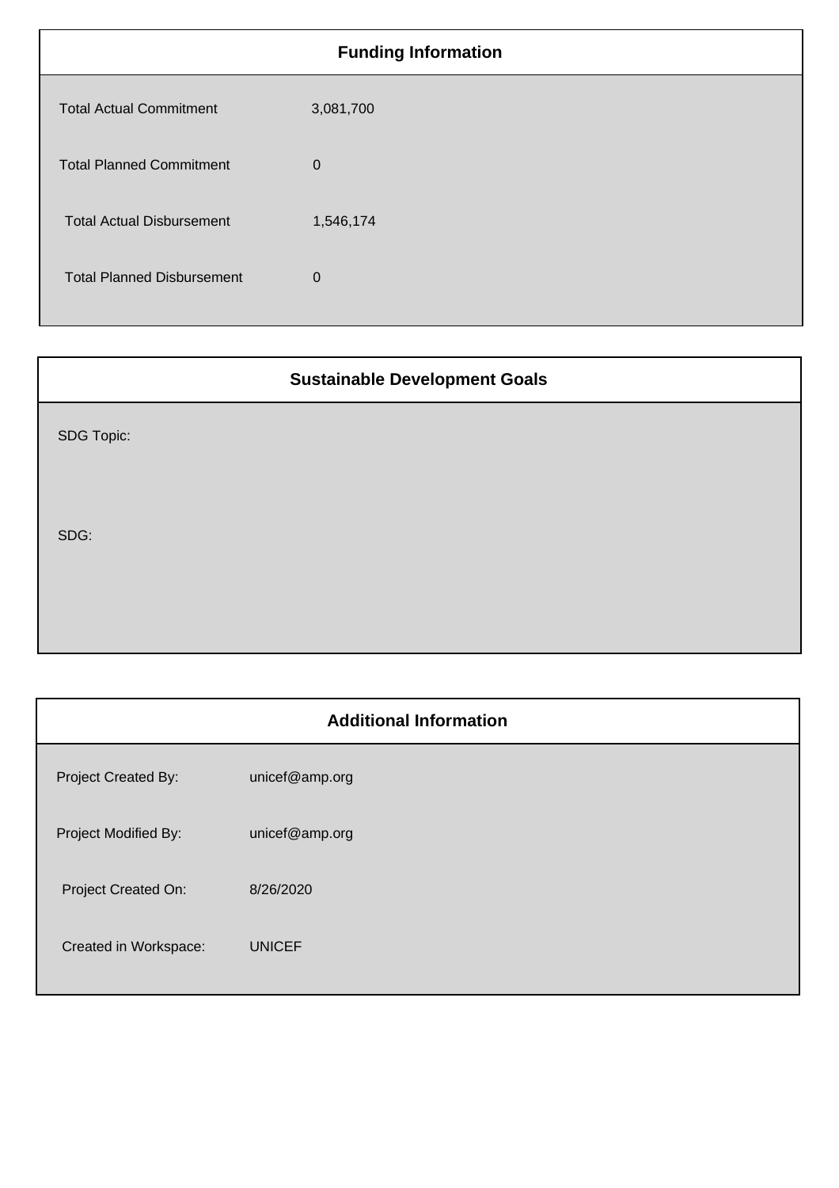## Funding Information

| | |
|---|---|
| Total Actual Commitment | 3,081,700 |
| Total Planned Commitment | 0 |
| Total Actual Disbursement | 1,546,174 |
| Total Planned Disbursement | 0 |

## Sustainable Development Goals

SDG Topic:

SDG:

## Additional Information

| | |
|---|---|
| Project Created By: | unicef@amp.org |
| Project Modified By: | unicef@amp.org |
| Project Created On: | 8/26/2020 |
| Created in Workspace: | UNICEF |